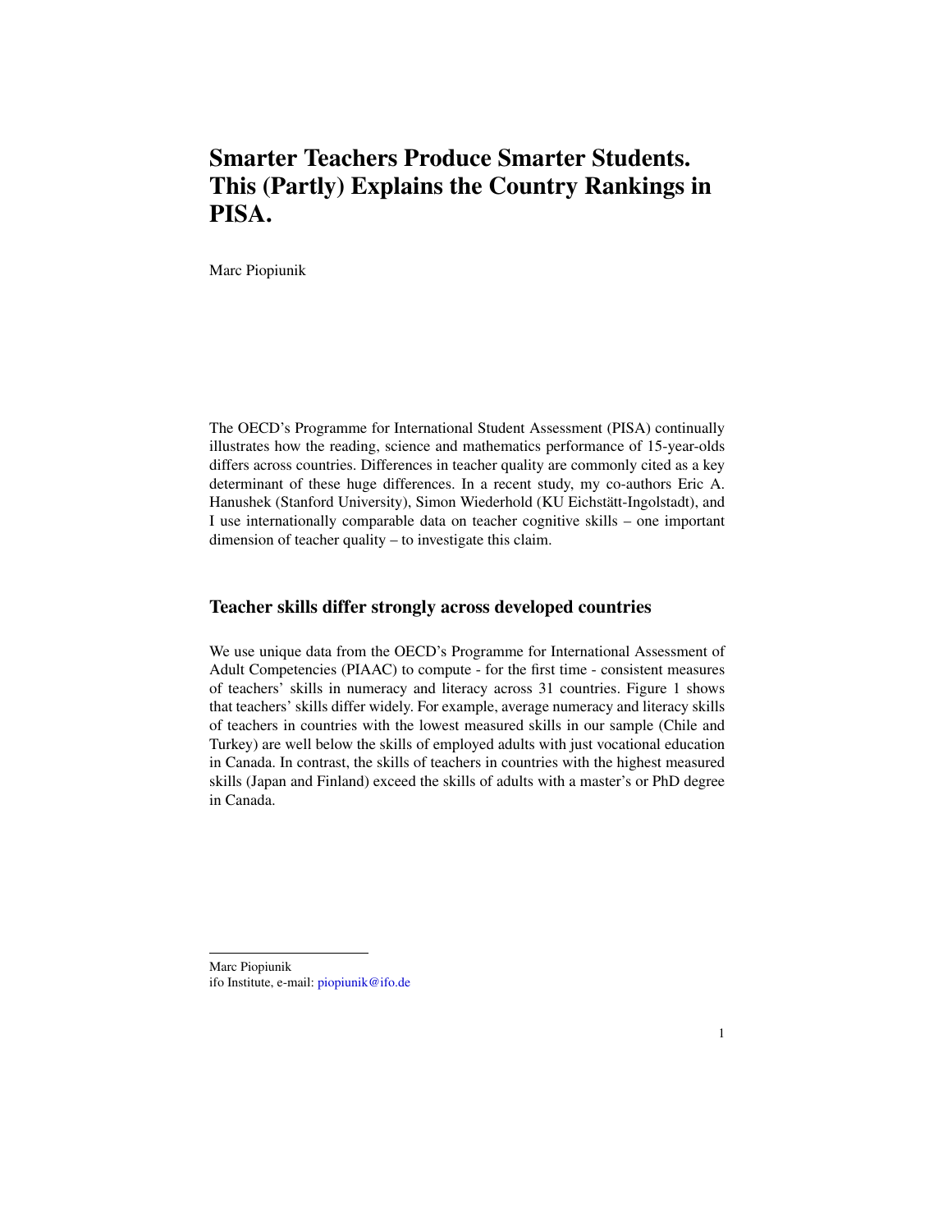# Smarter Teachers Produce Smarter Students. This (Partly) Explains the Country Rankings in PISA.

Marc Piopiunik

The OECD's Programme for International Student Assessment (PISA) continually illustrates how the reading, science and mathematics performance of 15-year-olds differs across countries. Differences in teacher quality are commonly cited as a key determinant of these huge differences. In a recent study, my co-authors Eric A. Hanushek (Stanford University), Simon Wiederhold (KU Eichstätt-Ingolstadt), and I use internationally comparable data on teacher cognitive skills – one important dimension of teacher quality – to investigate this claim.

## Teacher skills differ strongly across developed countries

We use unique data from the OECD's Programme for International Assessment of Adult Competencies (PIAAC) to compute - for the first time - consistent measures of teachers' skills in numeracy and literacy across 31 countries. Figure 1 shows that teachers' skills differ widely. For example, average numeracy and literacy skills of teachers in countries with the lowest measured skills in our sample (Chile and Turkey) are well below the skills of employed adults with just vocational education in Canada. In contrast, the skills of teachers in countries with the highest measured skills (Japan and Finland) exceed the skills of adults with a master's or PhD degree in Canada.

Marc Piopiunik
ifo Institute, e-mail: piopiunik@ifo.de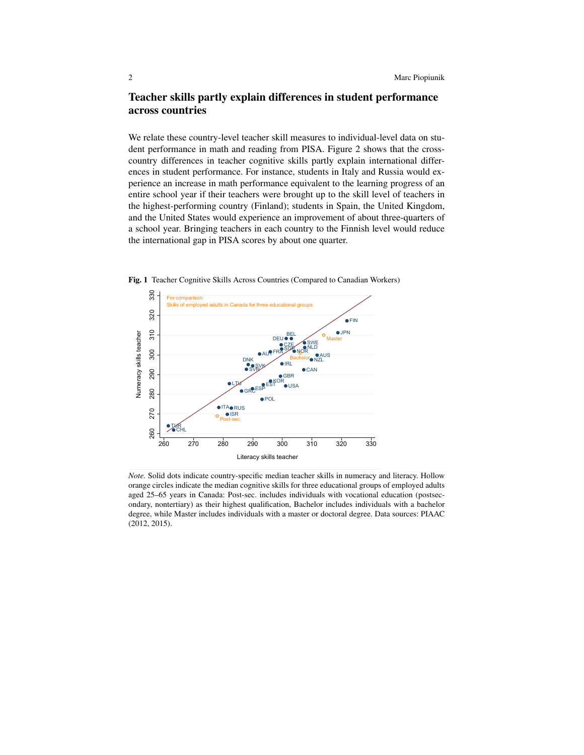## Teacher skills partly explain differences in student performance across countries

We relate these country-level teacher skill measures to individual-level data on student performance in math and reading from PISA. Figure 2 shows that the cross-country differences in teacher cognitive skills partly explain international differences in student performance. For instance, students in Italy and Russia would experience an increase in math performance equivalent to the learning progress of an entire school year if their teachers were brought up to the skill level of teachers in the highest-performing country (Finland); students in Spain, the United Kingdom, and the United States would experience an improvement of about three-quarters of a school year. Bringing teachers in each country to the Finnish level would reduce the international gap in PISA scores by about one quarter.

**Fig. 1** Teacher Cognitive Skills Across Countries (Compared to Canadian Workers)

*Note.* Solid dots indicate country-specific median teacher skills in numeracy and literacy. Hollow orange circles indicate the median cognitive skills for three educational groups of employed adults aged 25–65 years in Canada: Post-sec. includes individuals with vocational education (postsecondary, nontertiary) as their highest qualification, Bachelor includes individuals with a bachelor degree, while Master includes individuals with a master or doctoral degree. Data sources: PIAAC (2012, 2015).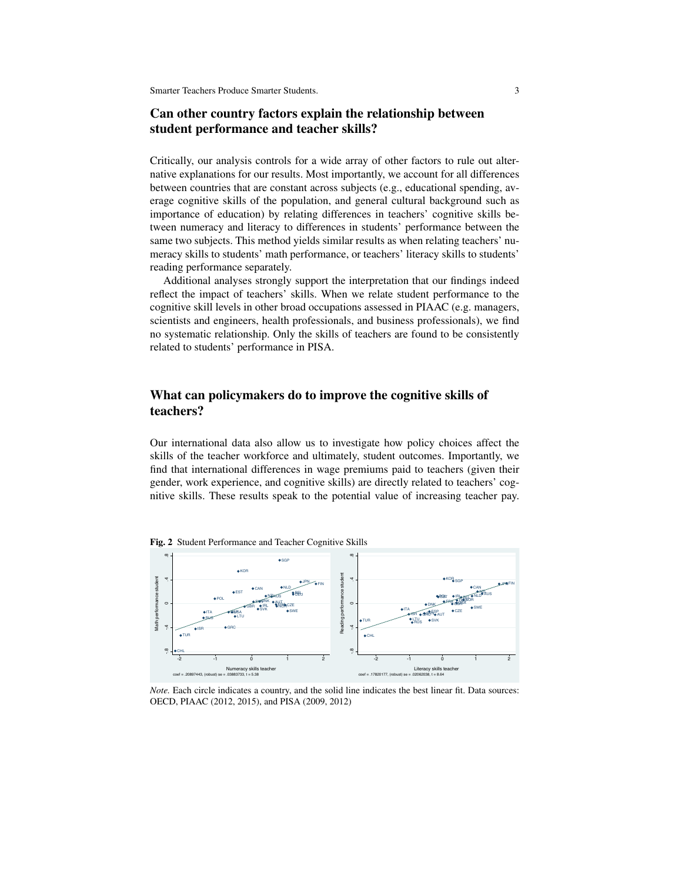## Can other country factors explain the relationship between student performance and teacher skills?

Critically, our analysis controls for a wide array of other factors to rule out alternative explanations for our results. Most importantly, we account for all differences between countries that are constant across subjects (e.g., educational spending, average cognitive skills of the population, and general cultural background such as importance of education) by relating differences in teachers' cognitive skills between numeracy and literacy to differences in students' performance between the same two subjects. This method yields similar results as when relating teachers' numeracy skills to students' math performance, or teachers' literacy skills to students' reading performance separately.

Additional analyses strongly support the interpretation that our findings indeed reflect the impact of teachers' skills. When we relate student performance to the cognitive skill levels in other broad occupations assessed in PIAAC (e.g. managers, scientists and engineers, health professionals, and business professionals), we find no systematic relationship. Only the skills of teachers are found to be consistently related to students' performance in PISA.

## What can policymakers do to improve the cognitive skills of teachers?

Our international data also allow us to investigate how policy choices affect the skills of the teacher workforce and ultimately, student outcomes. Importantly, we find that international differences in wage premiums paid to teachers (given their gender, work experience, and cognitive skills) are directly related to teachers' cognitive skills. These results speak to the potential value of increasing teacher pay.

**Fig. 2** Student Performance and Teacher Cognitive Skills

*Note.* Each circle indicates a country, and the solid line indicates the best linear fit. Data sources: OECD, PIAAC (2012, 2015), and PISA (2009, 2012)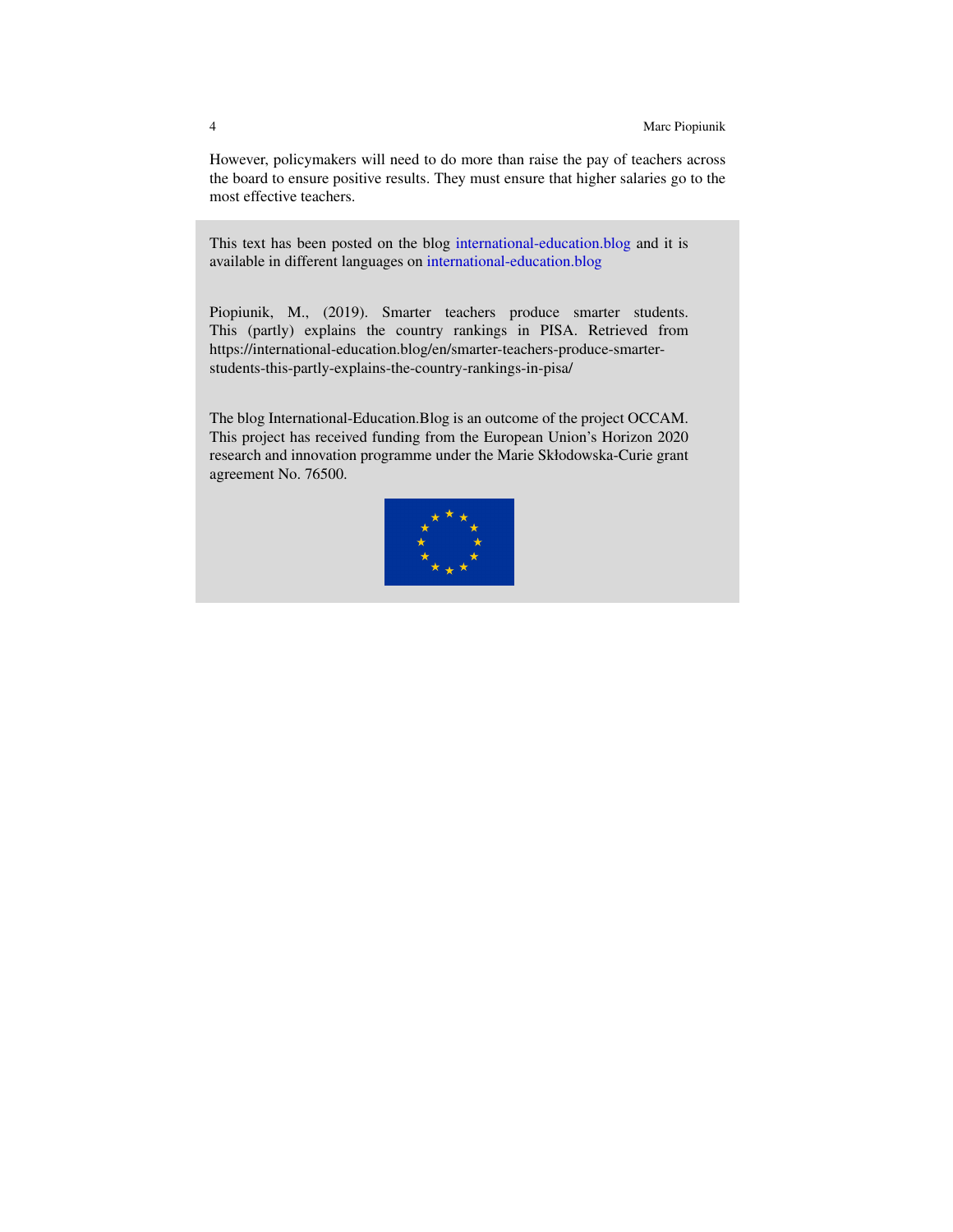However, policymakers will need to do more than raise the pay of teachers across the board to ensure positive results. They must ensure that higher salaries go to the most effective teachers.

This text has been posted on the blog international-education.blog and it is available in different languages on international-education.blog

Piopiunik, M., (2019). Smarter teachers produce smarter students. This (partly) explains the country rankings in PISA. Retrieved from https://international-education.blog/en/smarter-teachers-produce-smarter-students-this-partly-explains-the-country-rankings-in-pisa/

The blog International-Education.Blog is an outcome of the project OCCAM. This project has received funding from the European Union's Horizon 2020 research and innovation programme under the Marie Skłodowska-Curie grant agreement No. 76500.